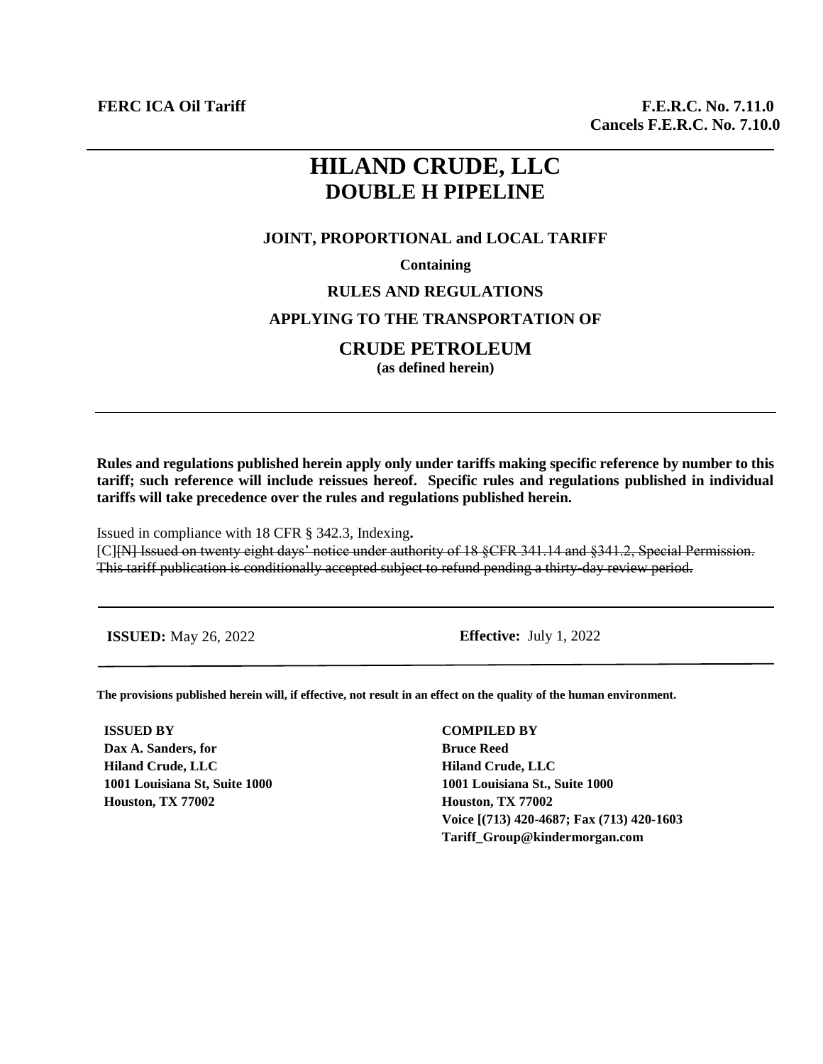**FERC ICA Oil Tariff**

**F.E.R.C. No. 7.11.0**
**Cancels F.E.R.C. No. 7.10.0**

# HILAND CRUDE, LLC
## DOUBLE H PIPELINE

**JOINT, PROPORTIONAL and LOCAL TARIFF**

**Containing**

**RULES AND REGULATIONS**

**APPLYING TO THE TRANSPORTATION OF**

**CRUDE PETROLEUM**
**(as defined herein)**

---

**Rules and regulations published herein apply only under tariffs making specific reference by number to this tariff; such reference will include reissues hereof. Specific rules and regulations published in individual tariffs will take precedence over the rules and regulations published herein.**

Issued in compliance with 18 CFR § 342.3, Indexing**.**
[C]~~[N] Issued on twenty eight days' notice under authority of 18 §CFR 341.14 and §341.2, Special Permission. This tariff publication is conditionally accepted subject to refund pending a thirty-day review period.~~

---

**ISSUED:** May 26, 2022

**Effective:** July 1, 2022

---

**The provisions published herein will, if effective, not result in an effect on the quality of the human environment.**

**ISSUED BY**
**Dax A. Sanders, for**
**Hiland Crude, LLC**
**1001 Louisiana St, Suite 1000**
**Houston, TX 77002**

**COMPILED BY**
**Bruce Reed**
**Hiland Crude, LLC**
**1001 Louisiana St., Suite 1000**
**Houston, TX 77002**
**Voice [(713) 420-4687; Fax (713) 420-1603**
**Tariff_Group@kindermorgan.com**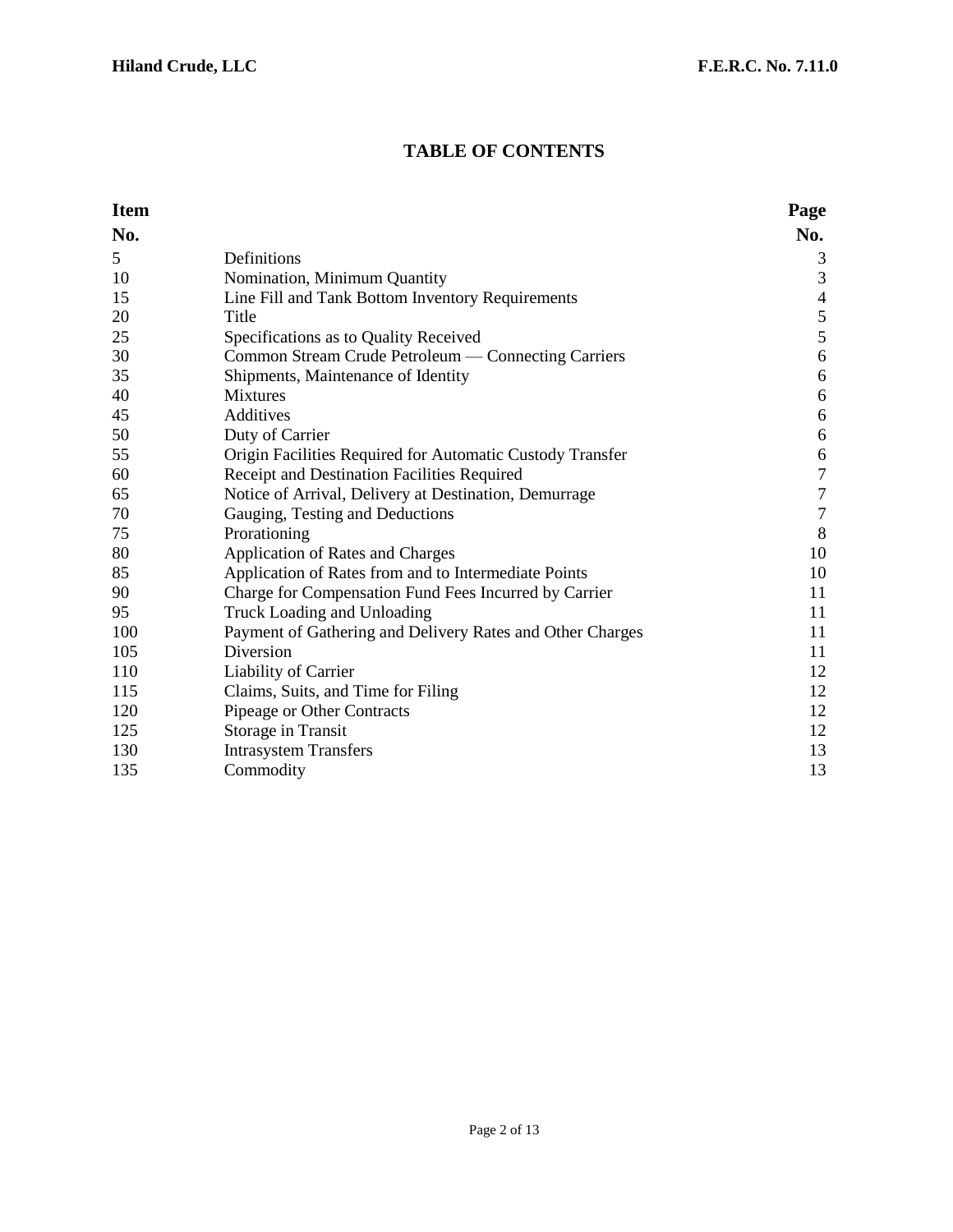# TABLE OF CONTENTS

| Item No. | | Page No. |
|---|---|---|
| 5 | Definitions | 3 |
| 10 | Nomination, Minimum Quantity | 3 |
| 15 | Line Fill and Tank Bottom Inventory Requirements | 4 |
| 20 | Title | 5 |
| 25 | Specifications as to Quality Received | 5 |
| 30 | Common Stream Crude Petroleum — Connecting Carriers | 6 |
| 35 | Shipments, Maintenance of Identity | 6 |
| 40 | Mixtures | 6 |
| 45 | Additives | 6 |
| 50 | Duty of Carrier | 6 |
| 55 | Origin Facilities Required for Automatic Custody Transfer | 6 |
| 60 | Receipt and Destination Facilities Required | 7 |
| 65 | Notice of Arrival, Delivery at Destination, Demurrage | 7 |
| 70 | Gauging, Testing and Deductions | 7 |
| 75 | Prorationing | 8 |
| 80 | Application of Rates and Charges | 10 |
| 85 | Application of Rates from and to Intermediate Points | 10 |
| 90 | Charge for Compensation Fund Fees Incurred by Carrier | 11 |
| 95 | Truck Loading and Unloading | 11 |
| 100 | Payment of Gathering and Delivery Rates and Other Charges | 11 |
| 105 | Diversion | 11 |
| 110 | Liability of Carrier | 12 |
| 115 | Claims, Suits, and Time for Filing | 12 |
| 120 | Pipeage or Other Contracts | 12 |
| 125 | Storage in Transit | 12 |
| 130 | Intrasystem Transfers | 13 |
| 135 | Commodity | 13 |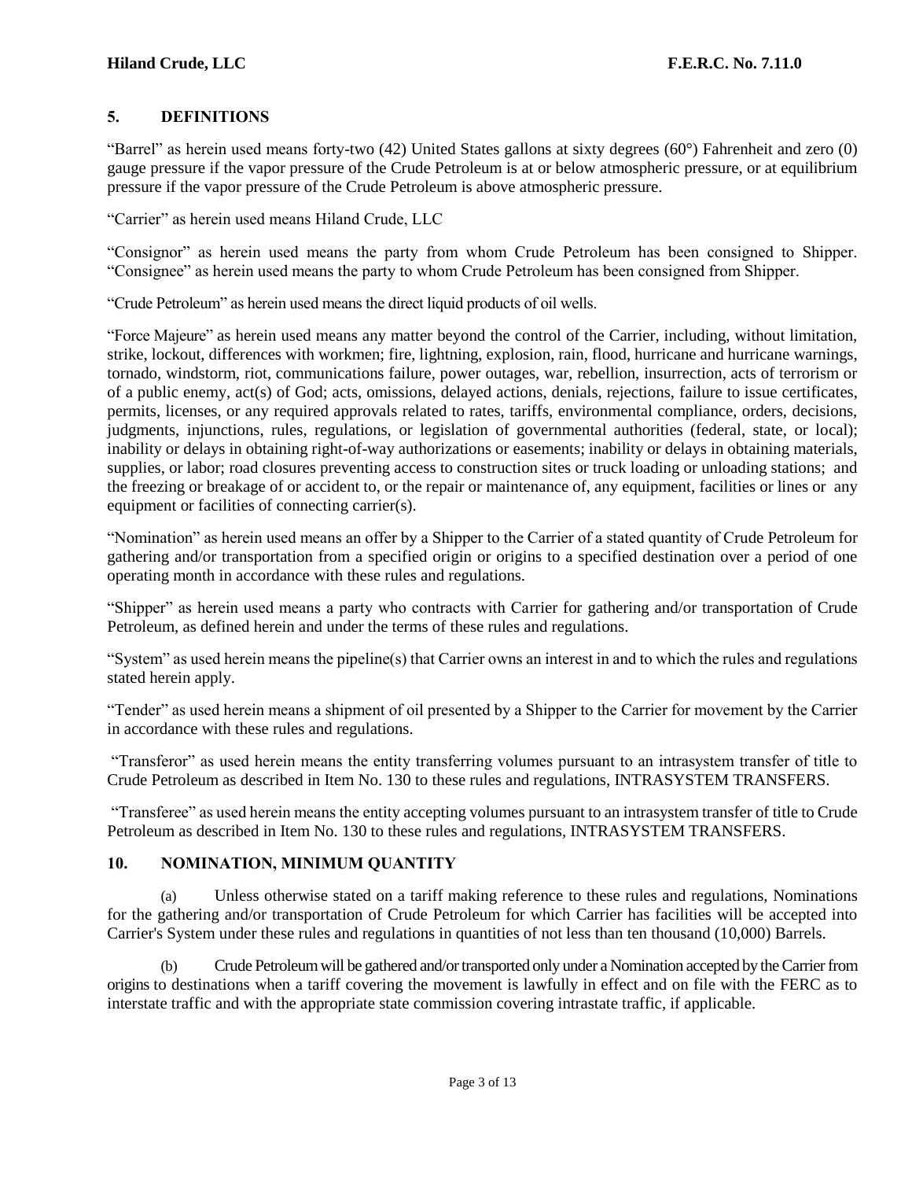## 5. DEFINITIONS

"Barrel" as herein used means forty-two (42) United States gallons at sixty degrees (60°) Fahrenheit and zero (0) gauge pressure if the vapor pressure of the Crude Petroleum is at or below atmospheric pressure, or at equilibrium pressure if the vapor pressure of the Crude Petroleum is above atmospheric pressure.

"Carrier" as herein used means Hiland Crude, LLC

"Consignor" as herein used means the party from whom Crude Petroleum has been consigned to Shipper. "Consignee" as herein used means the party to whom Crude Petroleum has been consigned from Shipper.

"Crude Petroleum" as herein used means the direct liquid products of oil wells.

"Force Majeure" as herein used means any matter beyond the control of the Carrier, including, without limitation, strike, lockout, differences with workmen; fire, lightning, explosion, rain, flood, hurricane and hurricane warnings, tornado, windstorm, riot, communications failure, power outages, war, rebellion, insurrection, acts of terrorism or of a public enemy, act(s) of God; acts, omissions, delayed actions, denials, rejections, failure to issue certificates, permits, licenses, or any required approvals related to rates, tariffs, environmental compliance, orders, decisions, judgments, injunctions, rules, regulations, or legislation of governmental authorities (federal, state, or local); inability or delays in obtaining right-of-way authorizations or easements; inability or delays in obtaining materials, supplies, or labor; road closures preventing access to construction sites or truck loading or unloading stations; and the freezing or breakage of or accident to, or the repair or maintenance of, any equipment, facilities or lines or any equipment or facilities of connecting carrier(s).

"Nomination" as herein used means an offer by a Shipper to the Carrier of a stated quantity of Crude Petroleum for gathering and/or transportation from a specified origin or origins to a specified destination over a period of one operating month in accordance with these rules and regulations.

"Shipper" as herein used means a party who contracts with Carrier for gathering and/or transportation of Crude Petroleum, as defined herein and under the terms of these rules and regulations.

"System" as used herein means the pipeline(s) that Carrier owns an interest in and to which the rules and regulations stated herein apply.

"Tender" as used herein means a shipment of oil presented by a Shipper to the Carrier for movement by the Carrier in accordance with these rules and regulations.

"Transferor" as used herein means the entity transferring volumes pursuant to an intrasystem transfer of title to Crude Petroleum as described in Item No. 130 to these rules and regulations, INTRASYSTEM TRANSFERS.

"Transferee" as used herein means the entity accepting volumes pursuant to an intrasystem transfer of title to Crude Petroleum as described in Item No. 130 to these rules and regulations, INTRASYSTEM TRANSFERS.

## 10. NOMINATION, MINIMUM QUANTITY

(a) Unless otherwise stated on a tariff making reference to these rules and regulations, Nominations for the gathering and/or transportation of Crude Petroleum for which Carrier has facilities will be accepted into Carrier's System under these rules and regulations in quantities of not less than ten thousand (10,000) Barrels.

(b) Crude Petroleum will be gathered and/or transported only under a Nomination accepted by the Carrier from origins to destinations when a tariff covering the movement is lawfully in effect and on file with the FERC as to interstate traffic and with the appropriate state commission covering intrastate traffic, if applicable.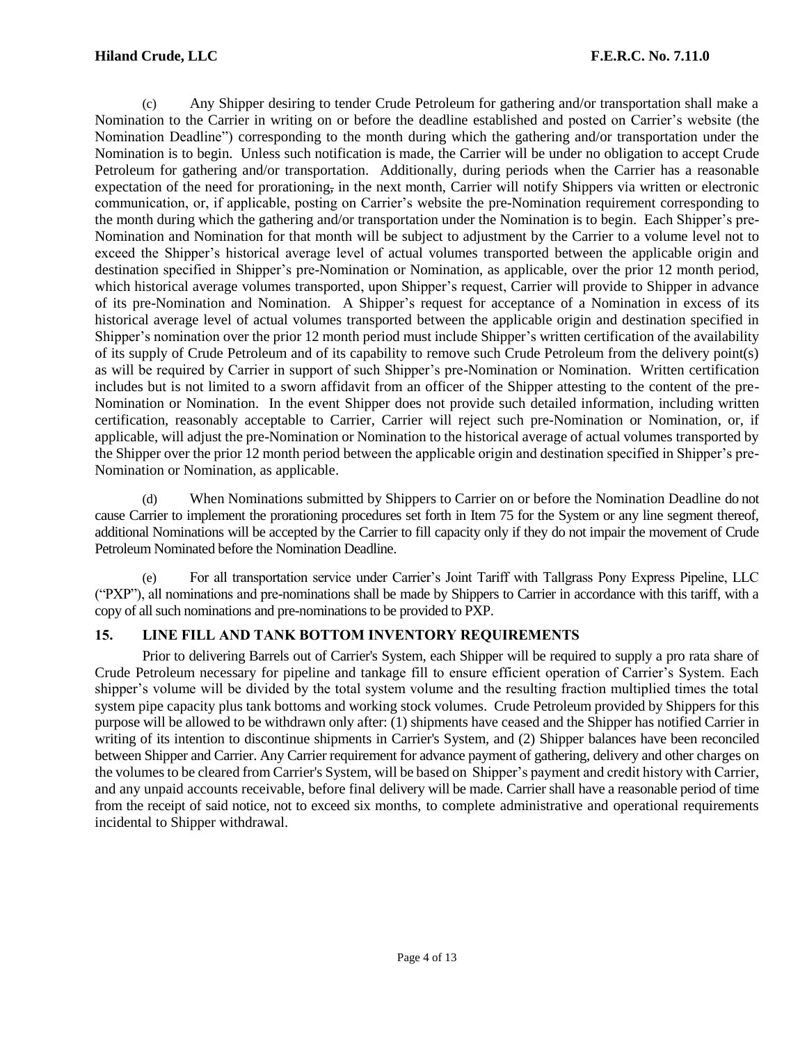(c) Any Shipper desiring to tender Crude Petroleum for gathering and/or transportation shall make a Nomination to the Carrier in writing on or before the deadline established and posted on Carrier's website (the Nomination Deadline") corresponding to the month during which the gathering and/or transportation under the Nomination is to begin. Unless such notification is made, the Carrier will be under no obligation to accept Crude Petroleum for gathering and/or transportation. Additionally, during periods when the Carrier has a reasonable expectation of the need for prorationing, in the next month, Carrier will notify Shippers via written or electronic communication, or, if applicable, posting on Carrier's website the pre-Nomination requirement corresponding to the month during which the gathering and/or transportation under the Nomination is to begin. Each Shipper's pre-Nomination and Nomination for that month will be subject to adjustment by the Carrier to a volume level not to exceed the Shipper's historical average level of actual volumes transported between the applicable origin and destination specified in Shipper's pre-Nomination or Nomination, as applicable, over the prior 12 month period, which historical average volumes transported, upon Shipper's request, Carrier will provide to Shipper in advance of its pre-Nomination and Nomination. A Shipper's request for acceptance of a Nomination in excess of its historical average level of actual volumes transported between the applicable origin and destination specified in Shipper's nomination over the prior 12 month period must include Shipper's written certification of the availability of its supply of Crude Petroleum and of its capability to remove such Crude Petroleum from the delivery point(s) as will be required by Carrier in support of such Shipper's pre-Nomination or Nomination. Written certification includes but is not limited to a sworn affidavit from an officer of the Shipper attesting to the content of the pre-Nomination or Nomination. In the event Shipper does not provide such detailed information, including written certification, reasonably acceptable to Carrier, Carrier will reject such pre-Nomination or Nomination, or, if applicable, will adjust the pre-Nomination or Nomination to the historical average of actual volumes transported by the Shipper over the prior 12 month period between the applicable origin and destination specified in Shipper's pre-Nomination or Nomination, as applicable.

(d) When Nominations submitted by Shippers to Carrier on or before the Nomination Deadline do not cause Carrier to implement the prorationing procedures set forth in Item 75 for the System or any line segment thereof, additional Nominations will be accepted by the Carrier to fill capacity only if they do not impair the movement of Crude Petroleum Nominated before the Nomination Deadline.

(e) For all transportation service under Carrier's Joint Tariff with Tallgrass Pony Express Pipeline, LLC ("PXP"), all nominations and pre-nominations shall be made by Shippers to Carrier in accordance with this tariff, with a copy of all such nominations and pre-nominations to be provided to PXP.

## 15. LINE FILL AND TANK BOTTOM INVENTORY REQUIREMENTS

Prior to delivering Barrels out of Carrier's System, each Shipper will be required to supply a pro rata share of Crude Petroleum necessary for pipeline and tankage fill to ensure efficient operation of Carrier's System. Each shipper's volume will be divided by the total system volume and the resulting fraction multiplied times the total system pipe capacity plus tank bottoms and working stock volumes. Crude Petroleum provided by Shippers for this purpose will be allowed to be withdrawn only after: (1) shipments have ceased and the Shipper has notified Carrier in writing of its intention to discontinue shipments in Carrier's System, and (2) Shipper balances have been reconciled between Shipper and Carrier. Any Carrier requirement for advance payment of gathering, delivery and other charges on the volumes to be cleared from Carrier's System, will be based on Shipper's payment and credit history with Carrier, and any unpaid accounts receivable, before final delivery will be made. Carrier shall have a reasonable period of time from the receipt of said notice, not to exceed six months, to complete administrative and operational requirements incidental to Shipper withdrawal.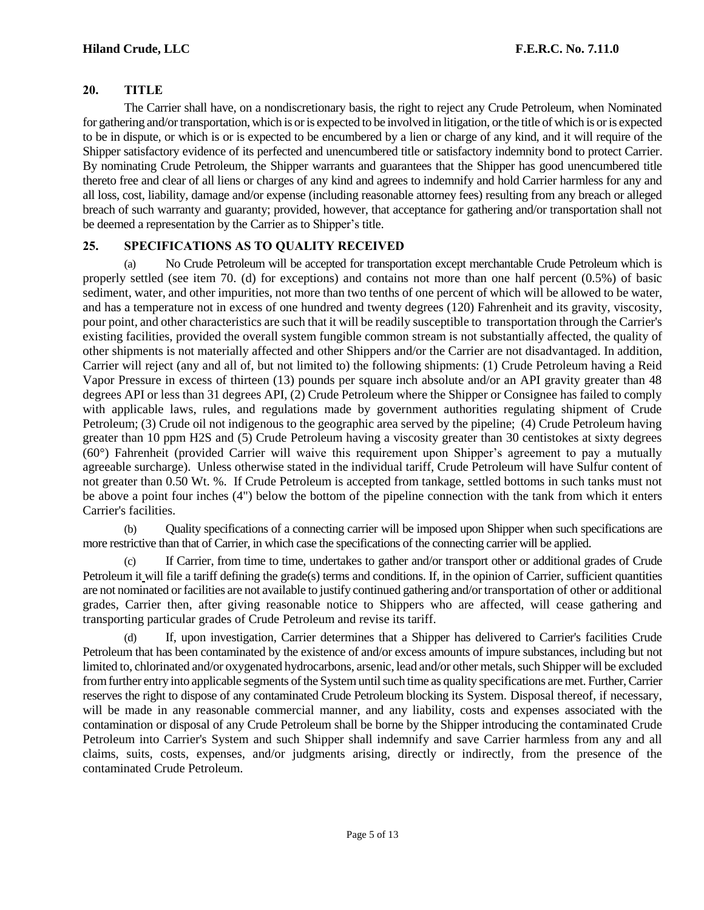## 20. TITLE

The Carrier shall have, on a nondiscretionary basis, the right to reject any Crude Petroleum, when Nominated for gathering and/or transportation, which is or is expected to be involved in litigation, or the title of which is or is expected to be in dispute, or which is or is expected to be encumbered by a lien or charge of any kind, and it will require of the Shipper satisfactory evidence of its perfected and unencumbered title or satisfactory indemnity bond to protect Carrier. By nominating Crude Petroleum, the Shipper warrants and guarantees that the Shipper has good unencumbered title thereto free and clear of all liens or charges of any kind and agrees to indemnify and hold Carrier harmless for any and all loss, cost, liability, damage and/or expense (including reasonable attorney fees) resulting from any breach or alleged breach of such warranty and guaranty; provided, however, that acceptance for gathering and/or transportation shall not be deemed a representation by the Carrier as to Shipper's title.

## 25. SPECIFICATIONS AS TO QUALITY RECEIVED

(a) No Crude Petroleum will be accepted for transportation except merchantable Crude Petroleum which is properly settled (see item 70. (d) for exceptions) and contains not more than one half percent (0.5%) of basic sediment, water, and other impurities, not more than two tenths of one percent of which will be allowed to be water, and has a temperature not in excess of one hundred and twenty degrees (120) Fahrenheit and its gravity, viscosity, pour point, and other characteristics are such that it will be readily susceptible to transportation through the Carrier's existing facilities, provided the overall system fungible common stream is not substantially affected, the quality of other shipments is not materially affected and other Shippers and/or the Carrier are not disadvantaged. In addition, Carrier will reject (any and all of, but not limited to) the following shipments: (1) Crude Petroleum having a Reid Vapor Pressure in excess of thirteen (13) pounds per square inch absolute and/or an API gravity greater than 48 degrees API or less than 31 degrees API, (2) Crude Petroleum where the Shipper or Consignee has failed to comply with applicable laws, rules, and regulations made by government authorities regulating shipment of Crude Petroleum; (3) Crude oil not indigenous to the geographic area served by the pipeline; (4) Crude Petroleum having greater than 10 ppm H2S and (5) Crude Petroleum having a viscosity greater than 30 centistokes at sixty degrees (60°) Fahrenheit (provided Carrier will waive this requirement upon Shipper's agreement to pay a mutually agreeable surcharge). Unless otherwise stated in the individual tariff, Crude Petroleum will have Sulfur content of not greater than 0.50 Wt. %. If Crude Petroleum is accepted from tankage, settled bottoms in such tanks must not be above a point four inches (4") below the bottom of the pipeline connection with the tank from which it enters Carrier's facilities.

(b) Quality specifications of a connecting carrier will be imposed upon Shipper when such specifications are more restrictive than that of Carrier, in which case the specifications of the connecting carrier will be applied.

(c) If Carrier, from time to time, undertakes to gather and/or transport other or additional grades of Crude Petroleum it will file a tariff defining the grade(s) terms and conditions. If, in the opinion of Carrier, sufficient quantities are not nominated or facilities are not available to justify continued gathering and/or transportation of other or additional grades, Carrier then, after giving reasonable notice to Shippers who are affected, will cease gathering and transporting particular grades of Crude Petroleum and revise its tariff.

(d) If, upon investigation, Carrier determines that a Shipper has delivered to Carrier's facilities Crude Petroleum that has been contaminated by the existence of and/or excess amounts of impure substances, including but not limited to, chlorinated and/or oxygenated hydrocarbons, arsenic, lead and/or other metals, such Shipper will be excluded from further entry into applicable segments of the System until such time as quality specifications are met. Further, Carrier reserves the right to dispose of any contaminated Crude Petroleum blocking its System. Disposal thereof, if necessary, will be made in any reasonable commercial manner, and any liability, costs and expenses associated with the contamination or disposal of any Crude Petroleum shall be borne by the Shipper introducing the contaminated Crude Petroleum into Carrier's System and such Shipper shall indemnify and save Carrier harmless from any and all claims, suits, costs, expenses, and/or judgments arising, directly or indirectly, from the presence of the contaminated Crude Petroleum.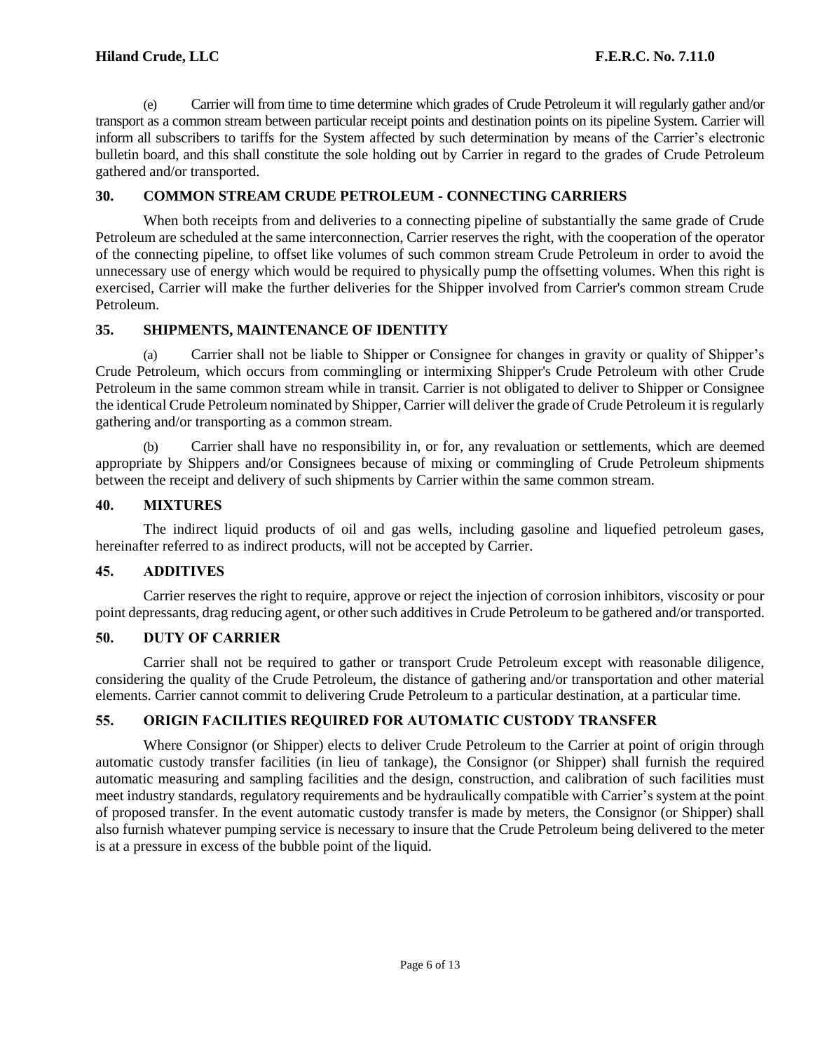(e) Carrier will from time to time determine which grades of Crude Petroleum it will regularly gather and/or transport as a common stream between particular receipt points and destination points on its pipeline System. Carrier will inform all subscribers to tariffs for the System affected by such determination by means of the Carrier's electronic bulletin board, and this shall constitute the sole holding out by Carrier in regard to the grades of Crude Petroleum gathered and/or transported.

## 30. COMMON STREAM CRUDE PETROLEUM - CONNECTING CARRIERS

When both receipts from and deliveries to a connecting pipeline of substantially the same grade of Crude Petroleum are scheduled at the same interconnection, Carrier reserves the right, with the cooperation of the operator of the connecting pipeline, to offset like volumes of such common stream Crude Petroleum in order to avoid the unnecessary use of energy which would be required to physically pump the offsetting volumes. When this right is exercised, Carrier will make the further deliveries for the Shipper involved from Carrier's common stream Crude Petroleum.

## 35. SHIPMENTS, MAINTENANCE OF IDENTITY

(a) Carrier shall not be liable to Shipper or Consignee for changes in gravity or quality of Shipper's Crude Petroleum, which occurs from commingling or intermixing Shipper's Crude Petroleum with other Crude Petroleum in the same common stream while in transit. Carrier is not obligated to deliver to Shipper or Consignee the identical Crude Petroleum nominated by Shipper, Carrier will deliver the grade of Crude Petroleum it is regularly gathering and/or transporting as a common stream.

(b) Carrier shall have no responsibility in, or for, any revaluation or settlements, which are deemed appropriate by Shippers and/or Consignees because of mixing or commingling of Crude Petroleum shipments between the receipt and delivery of such shipments by Carrier within the same common stream.

## 40. MIXTURES

The indirect liquid products of oil and gas wells, including gasoline and liquefied petroleum gases, hereinafter referred to as indirect products, will not be accepted by Carrier.

## 45. ADDITIVES

Carrier reserves the right to require, approve or reject the injection of corrosion inhibitors, viscosity or pour point depressants, drag reducing agent, or other such additives in Crude Petroleum to be gathered and/or transported.

## 50. DUTY OF CARRIER

Carrier shall not be required to gather or transport Crude Petroleum except with reasonable diligence, considering the quality of the Crude Petroleum, the distance of gathering and/or transportation and other material elements. Carrier cannot commit to delivering Crude Petroleum to a particular destination, at a particular time.

## 55. ORIGIN FACILITIES REQUIRED FOR AUTOMATIC CUSTODY TRANSFER

Where Consignor (or Shipper) elects to deliver Crude Petroleum to the Carrier at point of origin through automatic custody transfer facilities (in lieu of tankage), the Consignor (or Shipper) shall furnish the required automatic measuring and sampling facilities and the design, construction, and calibration of such facilities must meet industry standards, regulatory requirements and be hydraulically compatible with Carrier's system at the point of proposed transfer. In the event automatic custody transfer is made by meters, the Consignor (or Shipper) shall also furnish whatever pumping service is necessary to insure that the Crude Petroleum being delivered to the meter is at a pressure in excess of the bubble point of the liquid.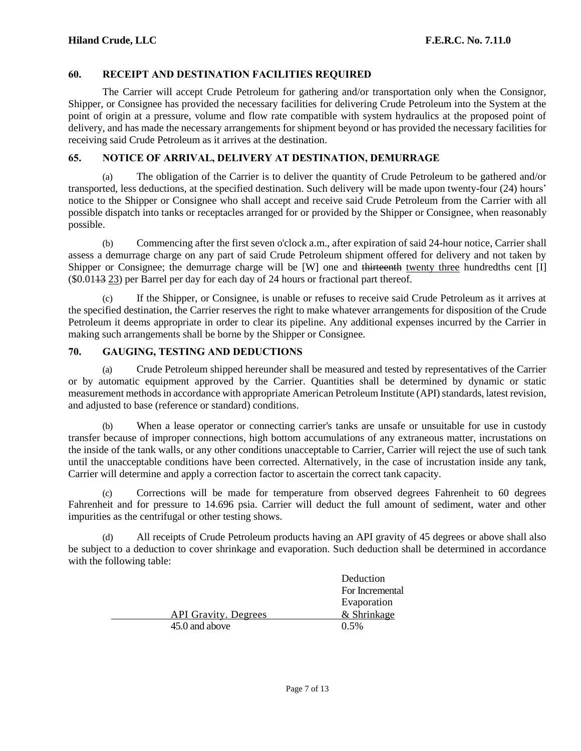## 60. RECEIPT AND DESTINATION FACILITIES REQUIRED

The Carrier will accept Crude Petroleum for gathering and/or transportation only when the Consignor, Shipper, or Consignee has provided the necessary facilities for delivering Crude Petroleum into the System at the point of origin at a pressure, volume and flow rate compatible with system hydraulics at the proposed point of delivery, and has made the necessary arrangements for shipment beyond or has provided the necessary facilities for receiving said Crude Petroleum as it arrives at the destination.

## 65. NOTICE OF ARRIVAL, DELIVERY AT DESTINATION, DEMURRAGE

(a) The obligation of the Carrier is to deliver the quantity of Crude Petroleum to be gathered and/or transported, less deductions, at the specified destination. Such delivery will be made upon twenty-four (24) hours' notice to the Shipper or Consignee who shall accept and receive said Crude Petroleum from the Carrier with all possible dispatch into tanks or receptacles arranged for or provided by the Shipper or Consignee, when reasonably possible.

(b) Commencing after the first seven o'clock a.m., after expiration of said 24-hour notice, Carrier shall assess a demurrage charge on any part of said Crude Petroleum shipment offered for delivery and not taken by Shipper or Consignee; the demurrage charge will be [W] one and ~~thirteenth~~ twenty three hundredths cent [I] ($0.01~~13~~ 23) per Barrel per day for each day of 24 hours or fractional part thereof.

(c) If the Shipper, or Consignee, is unable or refuses to receive said Crude Petroleum as it arrives at the specified destination, the Carrier reserves the right to make whatever arrangements for disposition of the Crude Petroleum it deems appropriate in order to clear its pipeline. Any additional expenses incurred by the Carrier in making such arrangements shall be borne by the Shipper or Consignee.

## 70. GAUGING, TESTING AND DEDUCTIONS

(a) Crude Petroleum shipped hereunder shall be measured and tested by representatives of the Carrier or by automatic equipment approved by the Carrier. Quantities shall be determined by dynamic or static measurement methods in accordance with appropriate American Petroleum Institute (API) standards, latest revision, and adjusted to base (reference or standard) conditions.

(b) When a lease operator or connecting carrier's tanks are unsafe or unsuitable for use in custody transfer because of improper connections, high bottom accumulations of any extraneous matter, incrustations on the inside of the tank walls, or any other conditions unacceptable to Carrier, Carrier will reject the use of such tank until the unacceptable conditions have been corrected. Alternatively, in the case of incrustation inside any tank, Carrier will determine and apply a correction factor to ascertain the correct tank capacity.

(c) Corrections will be made for temperature from observed degrees Fahrenheit to 60 degrees Fahrenheit and for pressure to 14.696 psia. Carrier will deduct the full amount of sediment, water and other impurities as the centrifugal or other testing shows.

(d) All receipts of Crude Petroleum products having an API gravity of 45 degrees or above shall also be subject to a deduction to cover shrinkage and evaporation. Such deduction shall be determined in accordance with the following table:

| API Gravity. Degrees | Deduction For Incremental Evaporation & Shrinkage |
|---|---|
| 45.0 and above | 0.5% |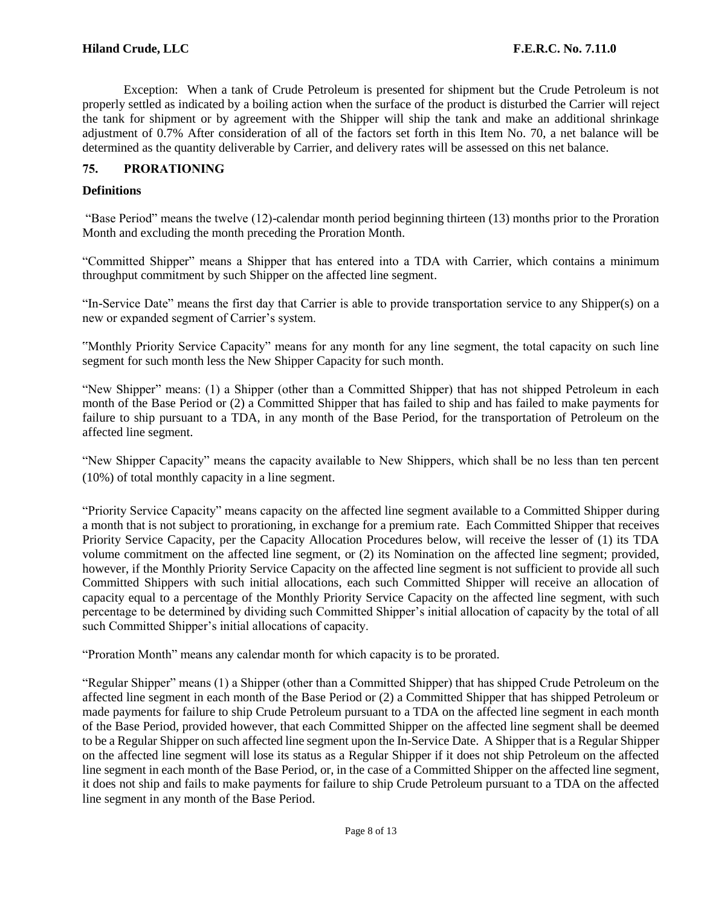Exception: When a tank of Crude Petroleum is presented for shipment but the Crude Petroleum is not properly settled as indicated by a boiling action when the surface of the product is disturbed the Carrier will reject the tank for shipment or by agreement with the Shipper will ship the tank and make an additional shrinkage adjustment of 0.7% After consideration of all of the factors set forth in this Item No. 70, a net balance will be determined as the quantity deliverable by Carrier, and delivery rates will be assessed on this net balance.

## 75. PRORATIONING

**Definitions**

"Base Period" means the twelve (12)-calendar month period beginning thirteen (13) months prior to the Proration Month and excluding the month preceding the Proration Month.

"Committed Shipper" means a Shipper that has entered into a TDA with Carrier, which contains a minimum throughput commitment by such Shipper on the affected line segment.

"In-Service Date" means the first day that Carrier is able to provide transportation service to any Shipper(s) on a new or expanded segment of Carrier's system.

"Monthly Priority Service Capacity" means for any month for any line segment, the total capacity on such line segment for such month less the New Shipper Capacity for such month.

"New Shipper" means: (1) a Shipper (other than a Committed Shipper) that has not shipped Petroleum in each month of the Base Period or (2) a Committed Shipper that has failed to ship and has failed to make payments for failure to ship pursuant to a TDA, in any month of the Base Period, for the transportation of Petroleum on the affected line segment.

"New Shipper Capacity" means the capacity available to New Shippers, which shall be no less than ten percent (10%) of total monthly capacity in a line segment.

"Priority Service Capacity" means capacity on the affected line segment available to a Committed Shipper during a month that is not subject to prorationing, in exchange for a premium rate. Each Committed Shipper that receives Priority Service Capacity, per the Capacity Allocation Procedures below, will receive the lesser of (1) its TDA volume commitment on the affected line segment, or (2) its Nomination on the affected line segment; provided, however, if the Monthly Priority Service Capacity on the affected line segment is not sufficient to provide all such Committed Shippers with such initial allocations, each such Committed Shipper will receive an allocation of capacity equal to a percentage of the Monthly Priority Service Capacity on the affected line segment, with such percentage to be determined by dividing such Committed Shipper's initial allocation of capacity by the total of all such Committed Shipper's initial allocations of capacity.

"Proration Month" means any calendar month for which capacity is to be prorated.

"Regular Shipper" means (1) a Shipper (other than a Committed Shipper) that has shipped Crude Petroleum on the affected line segment in each month of the Base Period or (2) a Committed Shipper that has shipped Petroleum or made payments for failure to ship Crude Petroleum pursuant to a TDA on the affected line segment in each month of the Base Period, provided however, that each Committed Shipper on the affected line segment shall be deemed to be a Regular Shipper on such affected line segment upon the In-Service Date. A Shipper that is a Regular Shipper on the affected line segment will lose its status as a Regular Shipper if it does not ship Petroleum on the affected line segment in each month of the Base Period, or, in the case of a Committed Shipper on the affected line segment, it does not ship and fails to make payments for failure to ship Crude Petroleum pursuant to a TDA on the affected line segment in any month of the Base Period.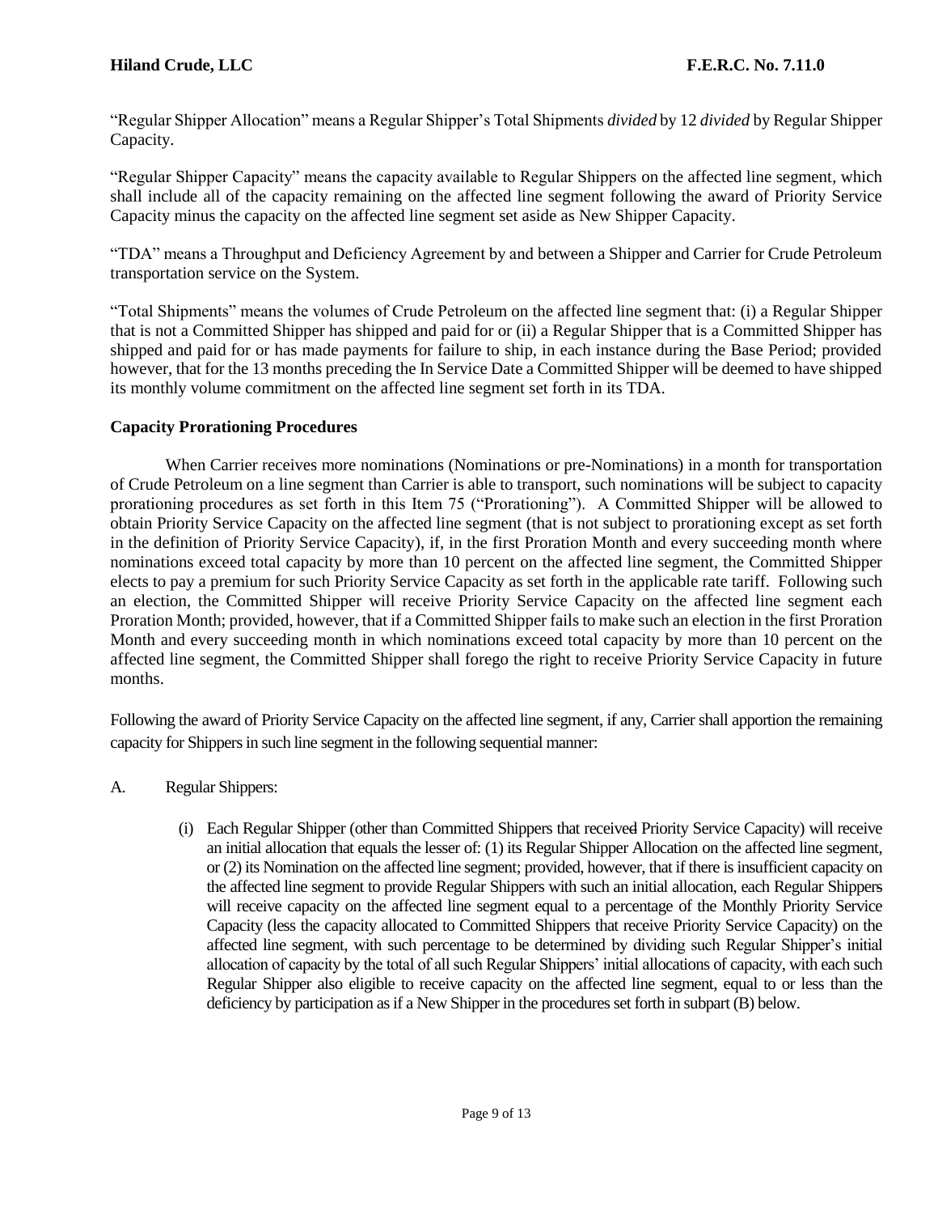"Regular Shipper Allocation" means a Regular Shipper's Total Shipments *divided* by 12 *divided* by Regular Shipper Capacity.

"Regular Shipper Capacity" means the capacity available to Regular Shippers on the affected line segment, which shall include all of the capacity remaining on the affected line segment following the award of Priority Service Capacity minus the capacity on the affected line segment set aside as New Shipper Capacity.

"TDA" means a Throughput and Deficiency Agreement by and between a Shipper and Carrier for Crude Petroleum transportation service on the System.

"Total Shipments" means the volumes of Crude Petroleum on the affected line segment that: (i) a Regular Shipper that is not a Committed Shipper has shipped and paid for or (ii) a Regular Shipper that is a Committed Shipper has shipped and paid for or has made payments for failure to ship, in each instance during the Base Period; provided however, that for the 13 months preceding the In Service Date a Committed Shipper will be deemed to have shipped its monthly volume commitment on the affected line segment set forth in its TDA.

**Capacity Prorationing Procedures**

When Carrier receives more nominations (Nominations or pre-Nominations) in a month for transportation of Crude Petroleum on a line segment than Carrier is able to transport, such nominations will be subject to capacity prorationing procedures as set forth in this Item 75 ("Prorationing"). A Committed Shipper will be allowed to obtain Priority Service Capacity on the affected line segment (that is not subject to prorationing except as set forth in the definition of Priority Service Capacity), if, in the first Proration Month and every succeeding month where nominations exceed total capacity by more than 10 percent on the affected line segment, the Committed Shipper elects to pay a premium for such Priority Service Capacity as set forth in the applicable rate tariff. Following such an election, the Committed Shipper will receive Priority Service Capacity on the affected line segment each Proration Month; provided, however, that if a Committed Shipper fails to make such an election in the first Proration Month and every succeeding month in which nominations exceed total capacity by more than 10 percent on the affected line segment, the Committed Shipper shall forego the right to receive Priority Service Capacity in future months.

Following the award of Priority Service Capacity on the affected line segment, if any, Carrier shall apportion the remaining capacity for Shippers in such line segment in the following sequential manner:

A. Regular Shippers:

   (i) Each Regular Shipper (other than Committed Shippers that received Priority Service Capacity) will receive an initial allocation that equals the lesser of: (1) its Regular Shipper Allocation on the affected line segment, or (2) its Nomination on the affected line segment; provided, however, that if there is insufficient capacity on the affected line segment to provide Regular Shippers with such an initial allocation, each Regular Shippers will receive capacity on the affected line segment equal to a percentage of the Monthly Priority Service Capacity (less the capacity allocated to Committed Shippers that receive Priority Service Capacity) on the affected line segment, with such percentage to be determined by dividing such Regular Shipper's initial allocation of capacity by the total of all such Regular Shippers' initial allocations of capacity, with each such Regular Shipper also eligible to receive capacity on the affected line segment, equal to or less than the deficiency by participation as if a New Shipper in the procedures set forth in subpart (B) below.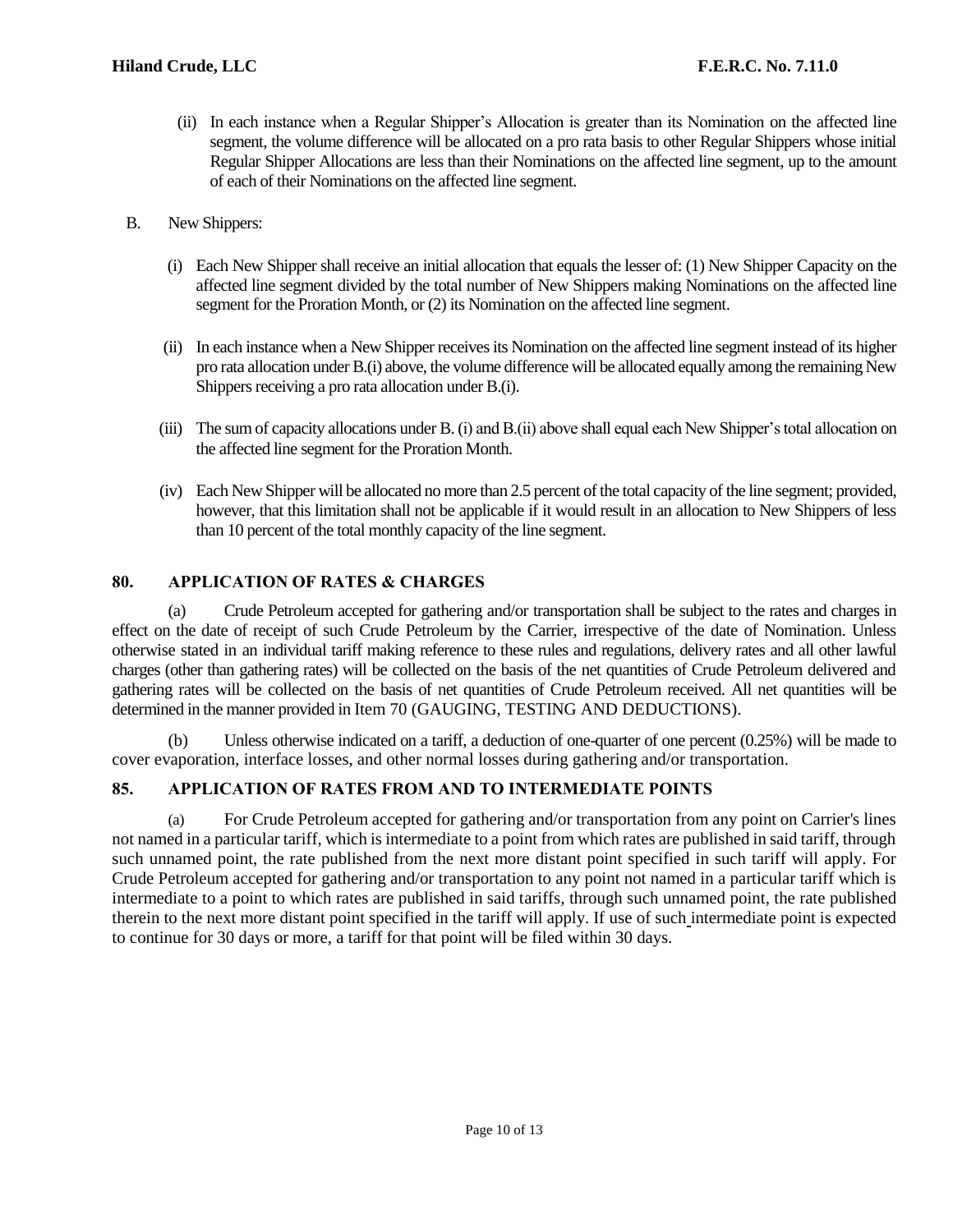(ii) In each instance when a Regular Shipper's Allocation is greater than its Nomination on the affected line segment, the volume difference will be allocated on a pro rata basis to other Regular Shippers whose initial Regular Shipper Allocations are less than their Nominations on the affected line segment, up to the amount of each of their Nominations on the affected line segment.

B. New Shippers:

(i) Each New Shipper shall receive an initial allocation that equals the lesser of: (1) New Shipper Capacity on the affected line segment divided by the total number of New Shippers making Nominations on the affected line segment for the Proration Month, or (2) its Nomination on the affected line segment.

(ii) In each instance when a New Shipper receives its Nomination on the affected line segment instead of its higher pro rata allocation under B.(i) above, the volume difference will be allocated equally among the remaining New Shippers receiving a pro rata allocation under B.(i).

(iii) The sum of capacity allocations under B. (i) and B.(ii) above shall equal each New Shipper's total allocation on the affected line segment for the Proration Month.

(iv) Each New Shipper will be allocated no more than 2.5 percent of the total capacity of the line segment; provided, however, that this limitation shall not be applicable if it would result in an allocation to New Shippers of less than 10 percent of the total monthly capacity of the line segment.

## 80. APPLICATION OF RATES & CHARGES

(a) Crude Petroleum accepted for gathering and/or transportation shall be subject to the rates and charges in effect on the date of receipt of such Crude Petroleum by the Carrier, irrespective of the date of Nomination. Unless otherwise stated in an individual tariff making reference to these rules and regulations, delivery rates and all other lawful charges (other than gathering rates) will be collected on the basis of the net quantities of Crude Petroleum delivered and gathering rates will be collected on the basis of net quantities of Crude Petroleum received. All net quantities will be determined in the manner provided in Item 70 (GAUGING, TESTING AND DEDUCTIONS).

(b) Unless otherwise indicated on a tariff, a deduction of one-quarter of one percent (0.25%) will be made to cover evaporation, interface losses, and other normal losses during gathering and/or transportation.

## 85. APPLICATION OF RATES FROM AND TO INTERMEDIATE POINTS

(a) For Crude Petroleum accepted for gathering and/or transportation from any point on Carrier's lines not named in a particular tariff, which is intermediate to a point from which rates are published in said tariff, through such unnamed point, the rate published from the next more distant point specified in such tariff will apply. For Crude Petroleum accepted for gathering and/or transportation to any point not named in a particular tariff which is intermediate to a point to which rates are published in said tariffs, through such unnamed point, the rate published therein to the next more distant point specified in the tariff will apply. If use of such intermediate point is expected to continue for 30 days or more, a tariff for that point will be filed within 30 days.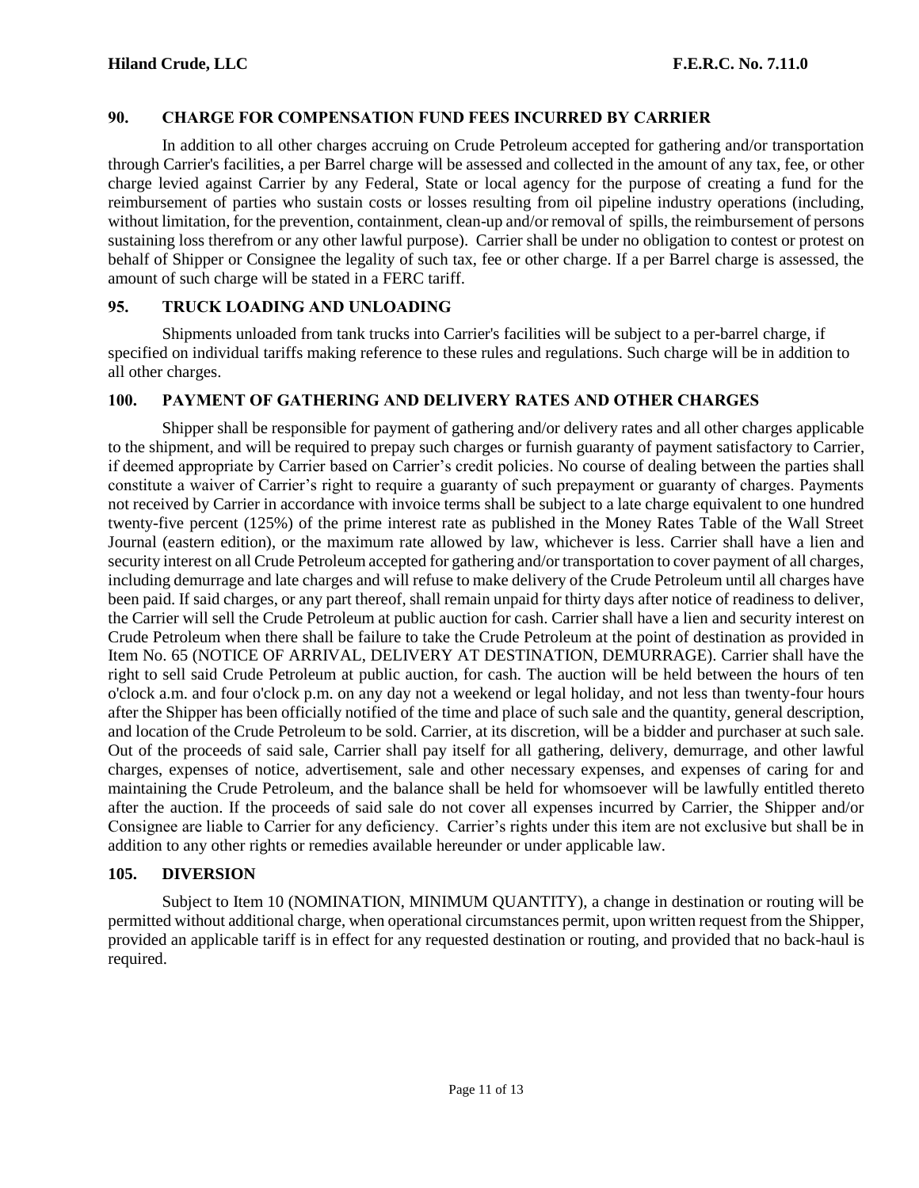## 90. CHARGE FOR COMPENSATION FUND FEES INCURRED BY CARRIER

In addition to all other charges accruing on Crude Petroleum accepted for gathering and/or transportation through Carrier's facilities, a per Barrel charge will be assessed and collected in the amount of any tax, fee, or other charge levied against Carrier by any Federal, State or local agency for the purpose of creating a fund for the reimbursement of parties who sustain costs or losses resulting from oil pipeline industry operations (including, without limitation, for the prevention, containment, clean-up and/or removal of spills, the reimbursement of persons sustaining loss therefrom or any other lawful purpose). Carrier shall be under no obligation to contest or protest on behalf of Shipper or Consignee the legality of such tax, fee or other charge. If a per Barrel charge is assessed, the amount of such charge will be stated in a FERC tariff.

## 95. TRUCK LOADING AND UNLOADING

Shipments unloaded from tank trucks into Carrier's facilities will be subject to a per-barrel charge, if specified on individual tariffs making reference to these rules and regulations. Such charge will be in addition to all other charges.

## 100. PAYMENT OF GATHERING AND DELIVERY RATES AND OTHER CHARGES

Shipper shall be responsible for payment of gathering and/or delivery rates and all other charges applicable to the shipment, and will be required to prepay such charges or furnish guaranty of payment satisfactory to Carrier, if deemed appropriate by Carrier based on Carrier's credit policies. No course of dealing between the parties shall constitute a waiver of Carrier's right to require a guaranty of such prepayment or guaranty of charges. Payments not received by Carrier in accordance with invoice terms shall be subject to a late charge equivalent to one hundred twenty-five percent (125%) of the prime interest rate as published in the Money Rates Table of the Wall Street Journal (eastern edition), or the maximum rate allowed by law, whichever is less. Carrier shall have a lien and security interest on all Crude Petroleum accepted for gathering and/or transportation to cover payment of all charges, including demurrage and late charges and will refuse to make delivery of the Crude Petroleum until all charges have been paid. If said charges, or any part thereof, shall remain unpaid for thirty days after notice of readiness to deliver, the Carrier will sell the Crude Petroleum at public auction for cash. Carrier shall have a lien and security interest on Crude Petroleum when there shall be failure to take the Crude Petroleum at the point of destination as provided in Item No. 65 (NOTICE OF ARRIVAL, DELIVERY AT DESTINATION, DEMURRAGE). Carrier shall have the right to sell said Crude Petroleum at public auction, for cash. The auction will be held between the hours of ten o'clock a.m. and four o'clock p.m. on any day not a weekend or legal holiday, and not less than twenty-four hours after the Shipper has been officially notified of the time and place of such sale and the quantity, general description, and location of the Crude Petroleum to be sold. Carrier, at its discretion, will be a bidder and purchaser at such sale. Out of the proceeds of said sale, Carrier shall pay itself for all gathering, delivery, demurrage, and other lawful charges, expenses of notice, advertisement, sale and other necessary expenses, and expenses of caring for and maintaining the Crude Petroleum, and the balance shall be held for whomsoever will be lawfully entitled thereto after the auction. If the proceeds of said sale do not cover all expenses incurred by Carrier, the Shipper and/or Consignee are liable to Carrier for any deficiency. Carrier's rights under this item are not exclusive but shall be in addition to any other rights or remedies available hereunder or under applicable law.

## 105. DIVERSION

Subject to Item 10 (NOMINATION, MINIMUM QUANTITY), a change in destination or routing will be permitted without additional charge, when operational circumstances permit, upon written request from the Shipper, provided an applicable tariff is in effect for any requested destination or routing, and provided that no back-haul is required.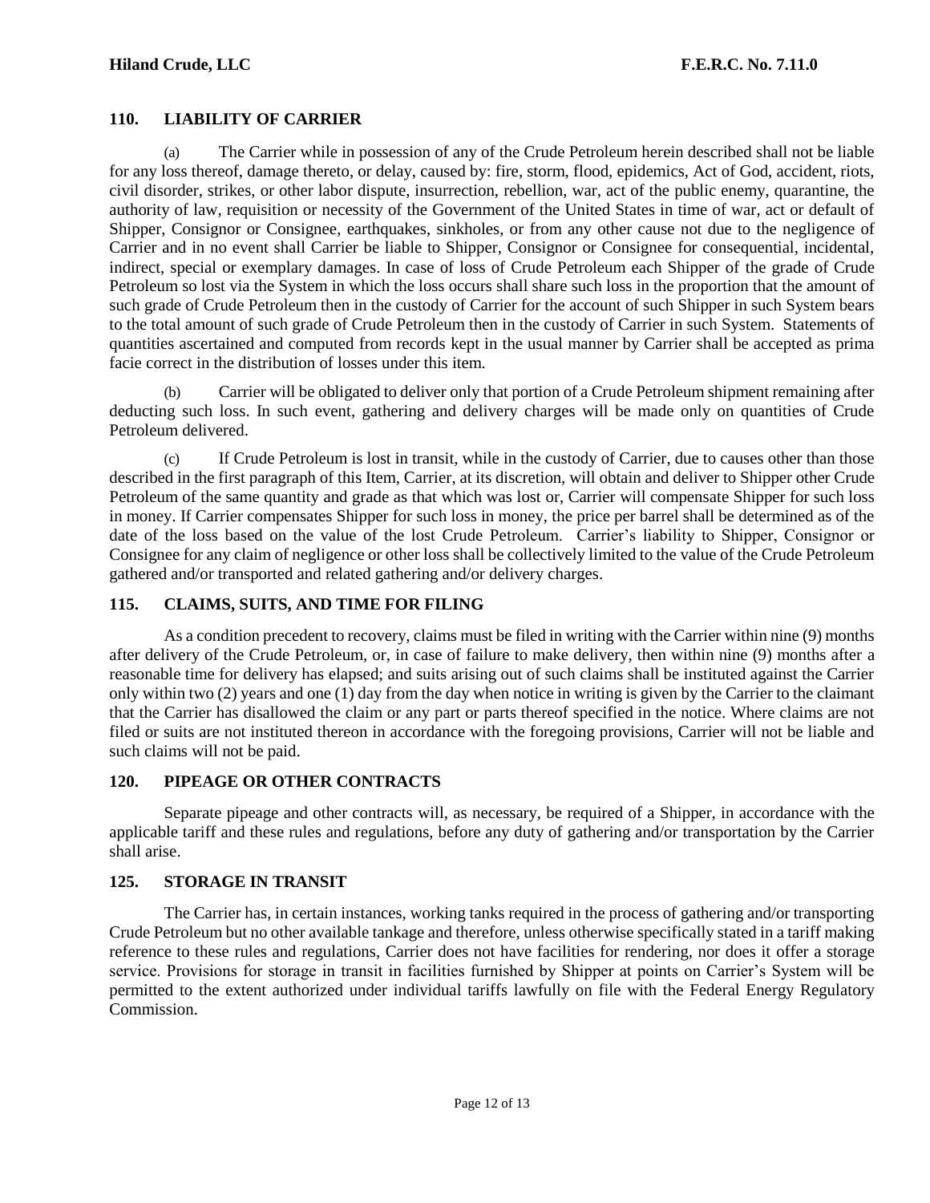## 110. LIABILITY OF CARRIER

(a) The Carrier while in possession of any of the Crude Petroleum herein described shall not be liable for any loss thereof, damage thereto, or delay, caused by: fire, storm, flood, epidemics, Act of God, accident, riots, civil disorder, strikes, or other labor dispute, insurrection, rebellion, war, act of the public enemy, quarantine, the authority of law, requisition or necessity of the Government of the United States in time of war, act or default of Shipper, Consignor or Consignee, earthquakes, sinkholes, or from any other cause not due to the negligence of Carrier and in no event shall Carrier be liable to Shipper, Consignor or Consignee for consequential, incidental, indirect, special or exemplary damages. In case of loss of Crude Petroleum each Shipper of the grade of Crude Petroleum so lost via the System in which the loss occurs shall share such loss in the proportion that the amount of such grade of Crude Petroleum then in the custody of Carrier for the account of such Shipper in such System bears to the total amount of such grade of Crude Petroleum then in the custody of Carrier in such System. Statements of quantities ascertained and computed from records kept in the usual manner by Carrier shall be accepted as prima facie correct in the distribution of losses under this item.

(b) Carrier will be obligated to deliver only that portion of a Crude Petroleum shipment remaining after deducting such loss. In such event, gathering and delivery charges will be made only on quantities of Crude Petroleum delivered.

(c) If Crude Petroleum is lost in transit, while in the custody of Carrier, due to causes other than those described in the first paragraph of this Item, Carrier, at its discretion, will obtain and deliver to Shipper other Crude Petroleum of the same quantity and grade as that which was lost or, Carrier will compensate Shipper for such loss in money. If Carrier compensates Shipper for such loss in money, the price per barrel shall be determined as of the date of the loss based on the value of the lost Crude Petroleum. Carrier's liability to Shipper, Consignor or Consignee for any claim of negligence or other loss shall be collectively limited to the value of the Crude Petroleum gathered and/or transported and related gathering and/or delivery charges.

## 115. CLAIMS, SUITS, AND TIME FOR FILING

As a condition precedent to recovery, claims must be filed in writing with the Carrier within nine (9) months after delivery of the Crude Petroleum, or, in case of failure to make delivery, then within nine (9) months after a reasonable time for delivery has elapsed; and suits arising out of such claims shall be instituted against the Carrier only within two (2) years and one (1) day from the day when notice in writing is given by the Carrier to the claimant that the Carrier has disallowed the claim or any part or parts thereof specified in the notice. Where claims are not filed or suits are not instituted thereon in accordance with the foregoing provisions, Carrier will not be liable and such claims will not be paid.

## 120. PIPEAGE OR OTHER CONTRACTS

Separate pipeage and other contracts will, as necessary, be required of a Shipper, in accordance with the applicable tariff and these rules and regulations, before any duty of gathering and/or transportation by the Carrier shall arise.

## 125. STORAGE IN TRANSIT

The Carrier has, in certain instances, working tanks required in the process of gathering and/or transporting Crude Petroleum but no other available tankage and therefore, unless otherwise specifically stated in a tariff making reference to these rules and regulations, Carrier does not have facilities for rendering, nor does it offer a storage service. Provisions for storage in transit in facilities furnished by Shipper at points on Carrier's System will be permitted to the extent authorized under individual tariffs lawfully on file with the Federal Energy Regulatory Commission.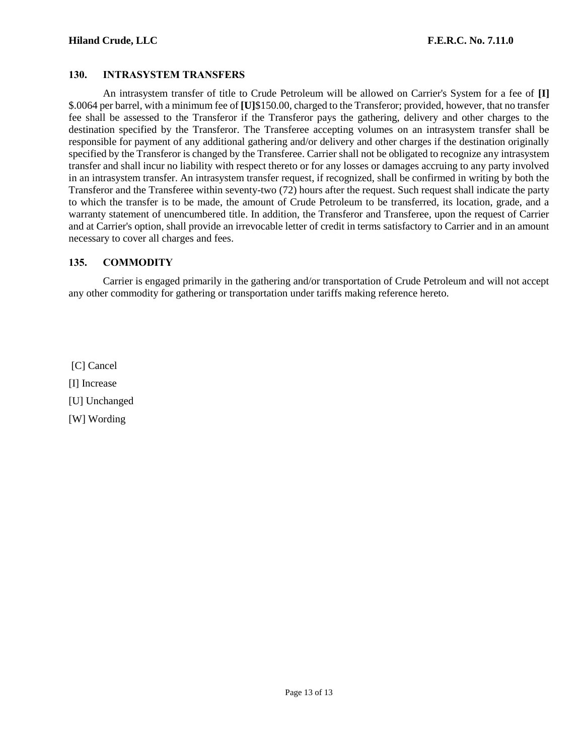## 130. INTRASYSTEM TRANSFERS

An intrasystem transfer of title to Crude Petroleum will be allowed on Carrier's System for a fee of **[I]** $.0064 per barrel, with a minimum fee of **[U]**$150.00, charged to the Transferor; provided, however, that no transfer fee shall be assessed to the Transferor if the Transferor pays the gathering, delivery and other charges to the destination specified by the Transferor. The Transferee accepting volumes on an intrasystem transfer shall be responsible for payment of any additional gathering and/or delivery and other charges if the destination originally specified by the Transferor is changed by the Transferee. Carrier shall not be obligated to recognize any intrasystem transfer and shall incur no liability with respect thereto or for any losses or damages accruing to any party involved in an intrasystem transfer. An intrasystem transfer request, if recognized, shall be confirmed in writing by both the Transferor and the Transferee within seventy-two (72) hours after the request. Such request shall indicate the party to which the transfer is to be made, the amount of Crude Petroleum to be transferred, its location, grade, and a warranty statement of unencumbered title. In addition, the Transferor and Transferee, upon the request of Carrier and at Carrier's option, shall provide an irrevocable letter of credit in terms satisfactory to Carrier and in an amount necessary to cover all charges and fees.

## 135. COMMODITY

Carrier is engaged primarily in the gathering and/or transportation of Crude Petroleum and will not accept any other commodity for gathering or transportation under tariffs making reference hereto.

[C] Cancel

[I] Increase

[U] Unchanged

[W] Wording